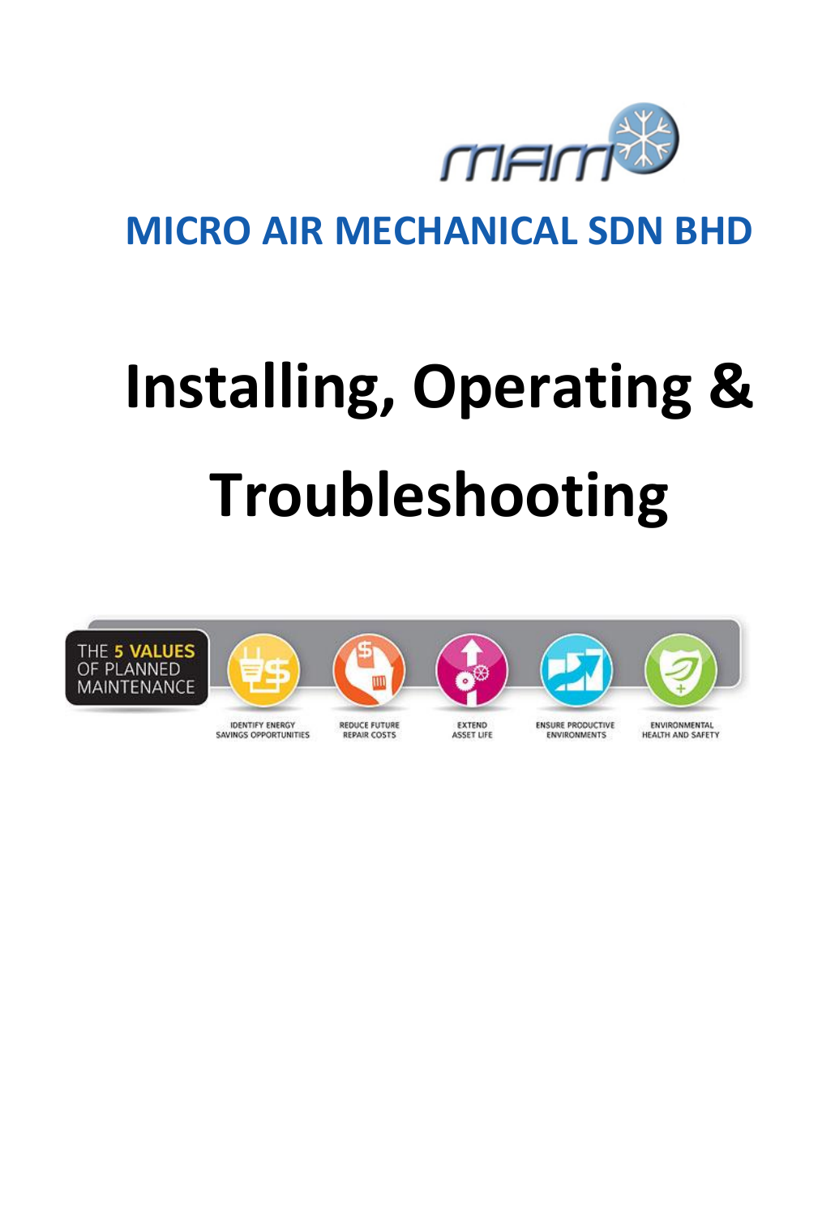# MICRO AIR MECHANICAL SDN BHD

# Installing, Operating & Troubleshooting

THE 5 VALUES OF PLANNED MAINTENANCE

IDENTIFY ENERGY SAVINGS OPPORTUNITIES

REDUCE FUTURE REPAIR COSTS

EXTEND ASSET LIFE

ENSURE PRODUCTIVE ENVIRONMENTS

ENVIRONMENTAL HEALTH AND SAFETY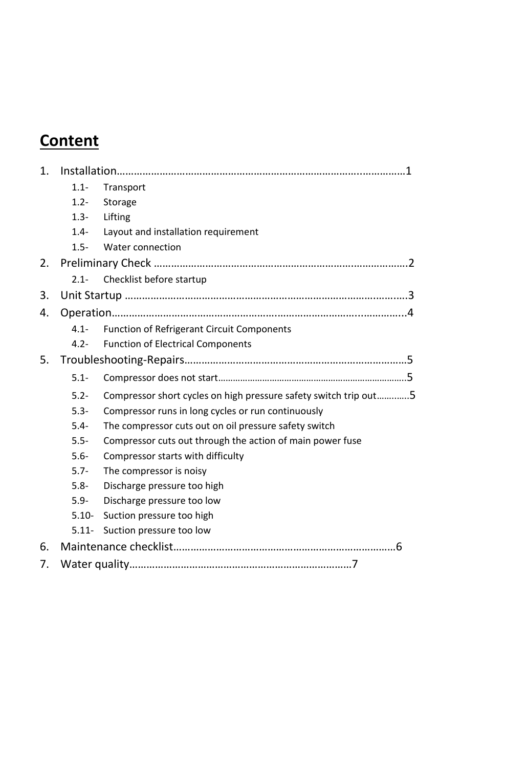# Content

1. Installation…………………………………………………………………………………………1
   - 1.1- Transport
   - 1.2- Storage
   - 1.3- Lifting
   - 1.4- Layout and installation requirement
   - 1.5- Water connection
2. Preliminary Check ……………………………………………………………………………….2
   - 2.1- Checklist before startup
3. Unit Startup ……………………………………………………………………………………….3
4. Operation…………………………………………………………………………………………..4
   - 4.1- Function of Refrigerant Circuit Components
   - 4.2- Function of Electrical Components
5. Troubleshooting-Repairs…………………………………………………………………5
   - 5.1- Compressor does not start……………………………………………………………….5
   - 5.2- Compressor short cycles on high pressure safety switch trip out………….5
   - 5.3- Compressor runs in long cycles or run continuously
   - 5.4- The compressor cuts out on oil pressure safety switch
   - 5.5- Compressor cuts out through the action of main power fuse
   - 5.6- Compressor starts with difficulty
   - 5.7- The compressor is noisy
   - 5.8- Discharge pressure too high
   - 5.9- Discharge pressure too low
   - 5.10- Suction pressure too high
   - 5.11- Suction pressure too low
6. Maintenance checklist……………………………………………………………………6
7. Water quality……………………………………………………………………7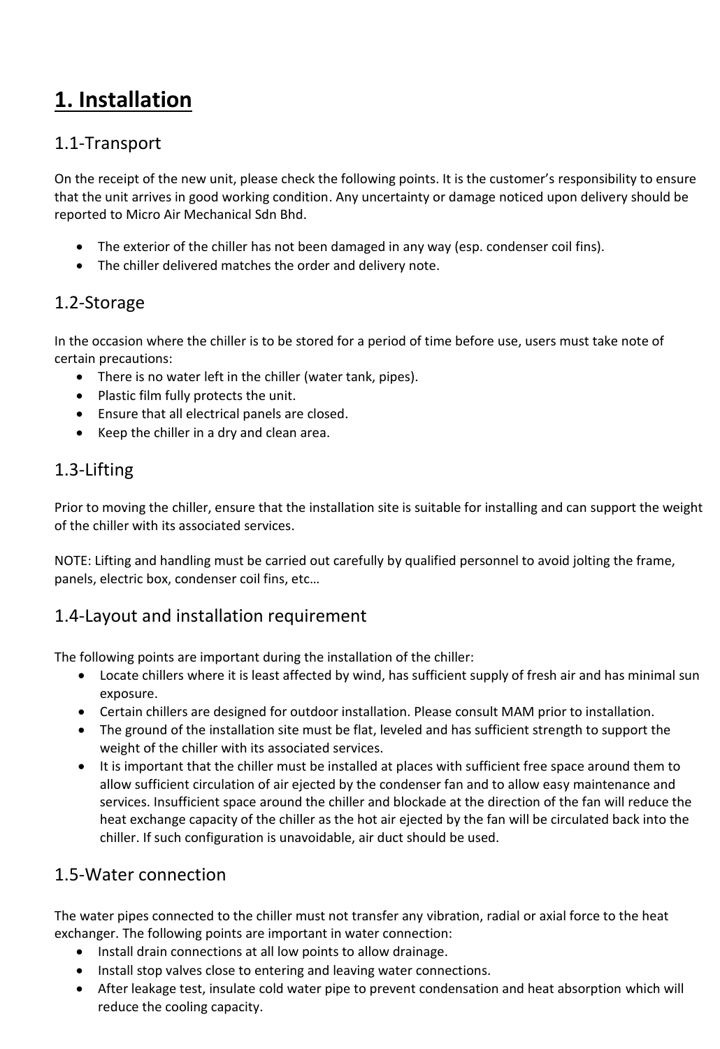# 1. Installation

## 1.1-Transport

On the receipt of the new unit, please check the following points. It is the customer's responsibility to ensure that the unit arrives in good working condition. Any uncertainty or damage noticed upon delivery should be reported to Micro Air Mechanical Sdn Bhd.

- The exterior of the chiller has not been damaged in any way (esp. condenser coil fins).
- The chiller delivered matches the order and delivery note.

## 1.2-Storage

In the occasion where the chiller is to be stored for a period of time before use, users must take note of certain precautions:

- There is no water left in the chiller (water tank, pipes).
- Plastic film fully protects the unit.
- Ensure that all electrical panels are closed.
- Keep the chiller in a dry and clean area.

## 1.3-Lifting

Prior to moving the chiller, ensure that the installation site is suitable for installing and can support the weight of the chiller with its associated services.

NOTE: Lifting and handling must be carried out carefully by qualified personnel to avoid jolting the frame, panels, electric box, condenser coil fins, etc…

## 1.4-Layout and installation requirement

The following points are important during the installation of the chiller:

- Locate chillers where it is least affected by wind, has sufficient supply of fresh air and has minimal sun exposure.
- Certain chillers are designed for outdoor installation. Please consult MAM prior to installation.
- The ground of the installation site must be flat, leveled and has sufficient strength to support the weight of the chiller with its associated services.
- It is important that the chiller must be installed at places with sufficient free space around them to allow sufficient circulation of air ejected by the condenser fan and to allow easy maintenance and services. Insufficient space around the chiller and blockade at the direction of the fan will reduce the heat exchange capacity of the chiller as the hot air ejected by the fan will be circulated back into the chiller. If such configuration is unavoidable, air duct should be used.

## 1.5-Water connection

The water pipes connected to the chiller must not transfer any vibration, radial or axial force to the heat exchanger. The following points are important in water connection:

- Install drain connections at all low points to allow drainage.
- Install stop valves close to entering and leaving water connections.
- After leakage test, insulate cold water pipe to prevent condensation and heat absorption which will reduce the cooling capacity.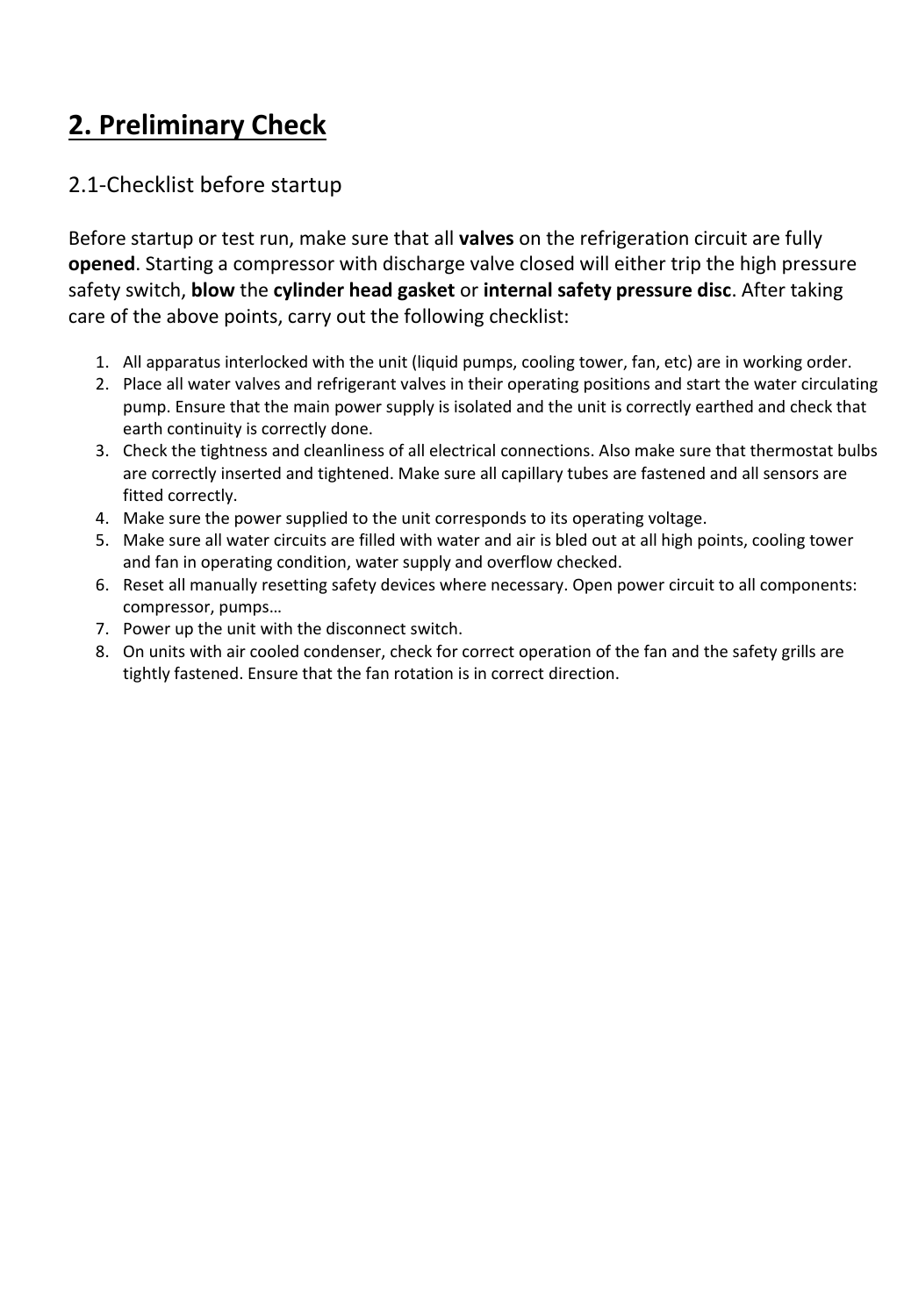# 2. Preliminary Check

## 2.1-Checklist before startup

Before startup or test run, make sure that all **valves** on the refrigeration circuit are fully **opened**. Starting a compressor with discharge valve closed will either trip the high pressure safety switch, **blow** the **cylinder head gasket** or **internal safety pressure disc**. After taking care of the above points, carry out the following checklist:

1. All apparatus interlocked with the unit (liquid pumps, cooling tower, fan, etc) are in working order.
2. Place all water valves and refrigerant valves in their operating positions and start the water circulating pump. Ensure that the main power supply is isolated and the unit is correctly earthed and check that earth continuity is correctly done.
3. Check the tightness and cleanliness of all electrical connections. Also make sure that thermostat bulbs are correctly inserted and tightened. Make sure all capillary tubes are fastened and all sensors are fitted correctly.
4. Make sure the power supplied to the unit corresponds to its operating voltage.
5. Make sure all water circuits are filled with water and air is bled out at all high points, cooling tower and fan in operating condition, water supply and overflow checked.
6. Reset all manually resetting safety devices where necessary. Open power circuit to all components: compressor, pumps…
7. Power up the unit with the disconnect switch.
8. On units with air cooled condenser, check for correct operation of the fan and the safety grills are tightly fastened. Ensure that the fan rotation is in correct direction.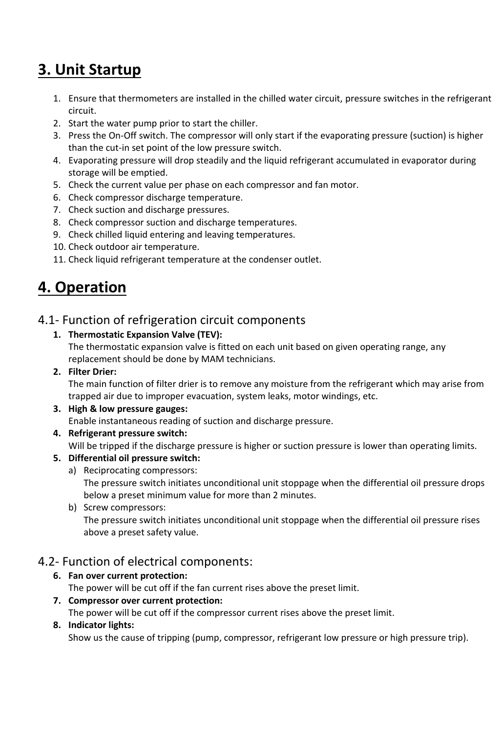# 3. Unit Startup

1. Ensure that thermometers are installed in the chilled water circuit, pressure switches in the refrigerant circuit.
2. Start the water pump prior to start the chiller.
3. Press the On-Off switch. The compressor will only start if the evaporating pressure (suction) is higher than the cut-in set point of the low pressure switch.
4. Evaporating pressure will drop steadily and the liquid refrigerant accumulated in evaporator during storage will be emptied.
5. Check the current value per phase on each compressor and fan motor.
6. Check compressor discharge temperature.
7. Check suction and discharge pressures.
8. Check compressor suction and discharge temperatures.
9. Check chilled liquid entering and leaving temperatures.
10. Check outdoor air temperature.
11. Check liquid refrigerant temperature at the condenser outlet.

# 4. Operation

## 4.1- Function of refrigeration circuit components

1. **Thermostatic Expansion Valve (TEV):**
   The thermostatic expansion valve is fitted on each unit based on given operating range, any replacement should be done by MAM technicians.
2. **Filter Drier:**
   The main function of filter drier is to remove any moisture from the refrigerant which may arise from trapped air due to improper evacuation, system leaks, motor windings, etc.
3. **High & low pressure gauges:**
   Enable instantaneous reading of suction and discharge pressure.
4. **Refrigerant pressure switch:**
   Will be tripped if the discharge pressure is higher or suction pressure is lower than operating limits.
5. **Differential oil pressure switch:**
   a) Reciprocating compressors:
      The pressure switch initiates unconditional unit stoppage when the differential oil pressure drops below a preset minimum value for more than 2 minutes.
   b) Screw compressors:
      The pressure switch initiates unconditional unit stoppage when the differential oil pressure rises above a preset safety value.

## 4.2- Function of electrical components:

6. **Fan over current protection:**
   The power will be cut off if the fan current rises above the preset limit.
7. **Compressor over current protection:**
   The power will be cut off if the compressor current rises above the preset limit.
8. **Indicator lights:**
   Show us the cause of tripping (pump, compressor, refrigerant low pressure or high pressure trip).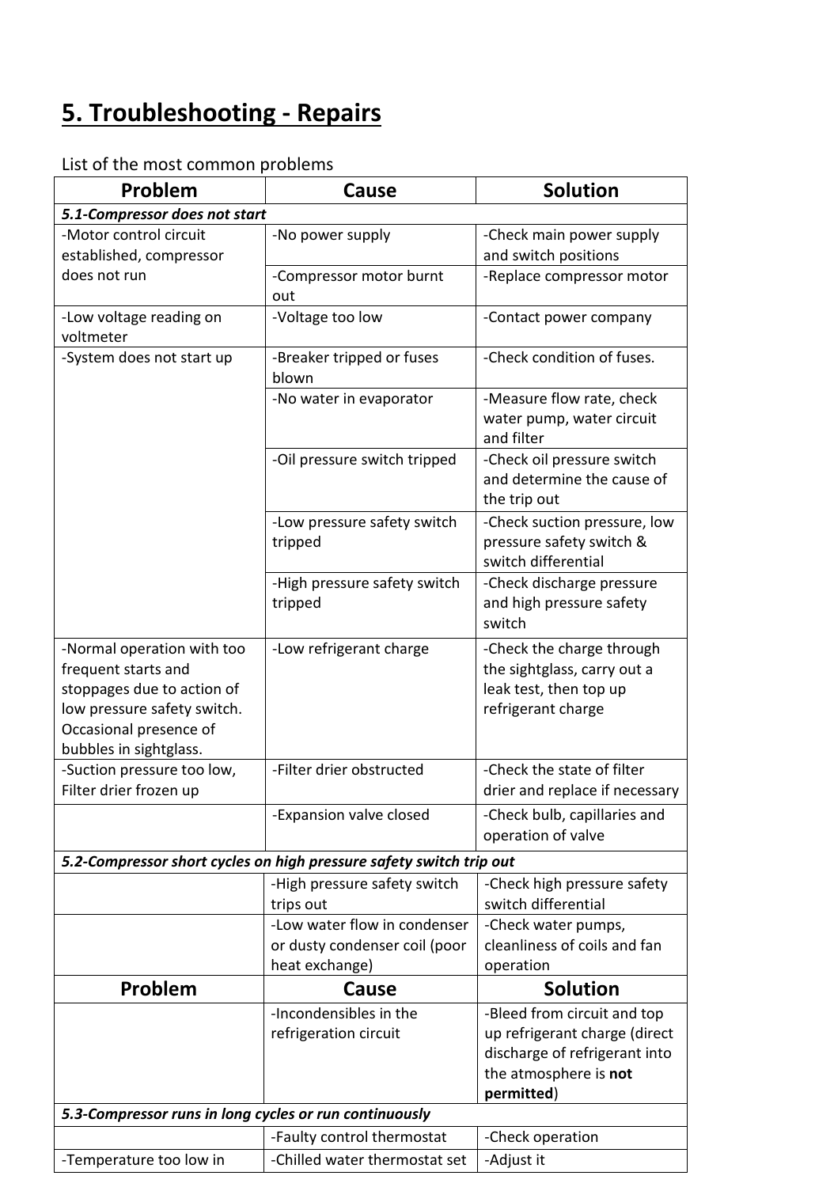# 5. Troubleshooting - Repairs

List of the most common problems

| Problem | Cause | Solution |
|---|---|---|
| ***5.1-Compressor does not start*** | | |
| -Motor control circuit established, compressor does not run | -No power supply | -Check main power supply and switch positions |
| | -Compressor motor burnt out | -Replace compressor motor |
| -Low voltage reading on voltmeter | -Voltage too low | -Contact power company |
| -System does not start up | -Breaker tripped or fuses blown | -Check condition of fuses. |
| | -No water in evaporator | -Measure flow rate, check water pump, water circuit and filter |
| | -Oil pressure switch tripped | -Check oil pressure switch and determine the cause of the trip out |
| | -Low pressure safety switch tripped | -Check suction pressure, low pressure safety switch & switch differential |
| | -High pressure safety switch tripped | -Check discharge pressure and high pressure safety switch |
| -Normal operation with too frequent starts and stoppages due to action of low pressure safety switch. Occasional presence of bubbles in sightglass. | -Low refrigerant charge | -Check the charge through the sightglass, carry out a leak test, then top up refrigerant charge |
| -Suction pressure too low, Filter drier frozen up | -Filter drier obstructed | -Check the state of filter drier and replace if necessary |
| | -Expansion valve closed | -Check bulb, capillaries and operation of valve |
| ***5.2-Compressor short cycles on high pressure safety switch trip out*** | | |
| | -High pressure safety switch trips out | -Check high pressure safety switch differential |
| | -Low water flow in condenser or dusty condenser coil (poor heat exchange) | -Check water pumps, cleanliness of coils and fan operation |
| | -Incondensibles in the refrigeration circuit | -Bleed from circuit and top up refrigerant charge (direct discharge of refrigerant into the atmosphere is **not permitted**) |
| ***5.3-Compressor runs in long cycles or run continuously*** | | |
| | -Faulty control thermostat | -Check operation |
| -Temperature too low in | -Chilled water thermostat set | -Adjust it |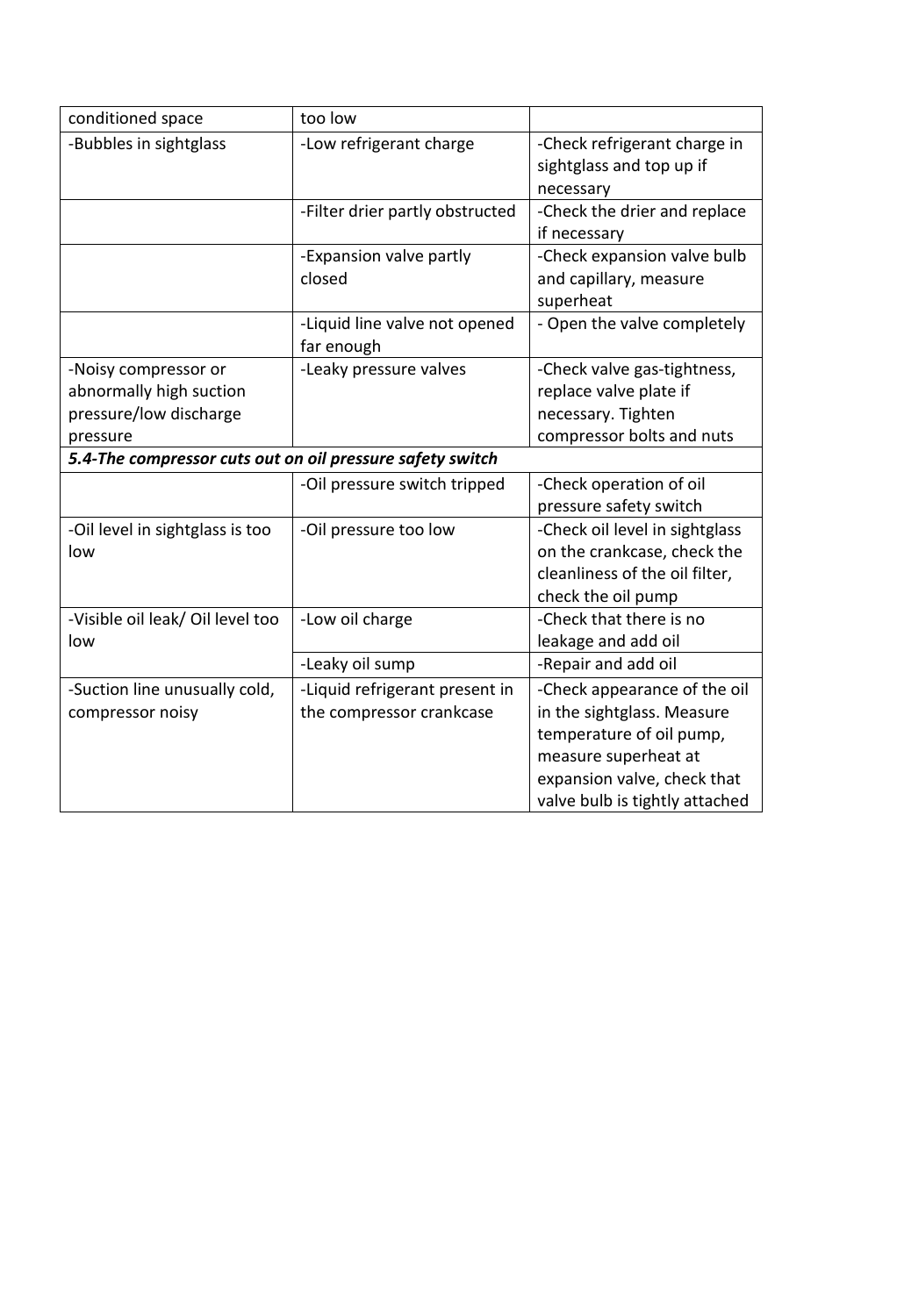| | | |
|---|---|---|
| conditioned space | too low | |
| -Bubbles in sightglass | -Low refrigerant charge | -Check refrigerant charge in sightglass and top up if necessary |
| | -Filter drier partly obstructed | -Check the drier and replace if necessary |
| | -Expansion valve partly closed | -Check expansion valve bulb and capillary, measure superheat |
| | -Liquid line valve not opened far enough | - Open the valve completely |
| -Noisy compressor or abnormally high suction pressure/low discharge pressure | -Leaky pressure valves | -Check valve gas-tightness, replace valve plate if necessary. Tighten compressor bolts and nuts |
| ***5.4-The compressor cuts out on oil pressure safety switch*** | | |
| | -Oil pressure switch tripped | -Check operation of oil pressure safety switch |
| -Oil level in sightglass is too low | -Oil pressure too low | -Check oil level in sightglass on the crankcase, check the cleanliness of the oil filter, check the oil pump |
| -Visible oil leak/ Oil level too low | -Low oil charge | -Check that there is no leakage and add oil |
| | -Leaky oil sump | -Repair and add oil |
| -Suction line unusually cold, compressor noisy | -Liquid refrigerant present in the compressor crankcase | -Check appearance of the oil in the sightglass. Measure temperature of oil pump, measure superheat at expansion valve, check that valve bulb is tightly attached |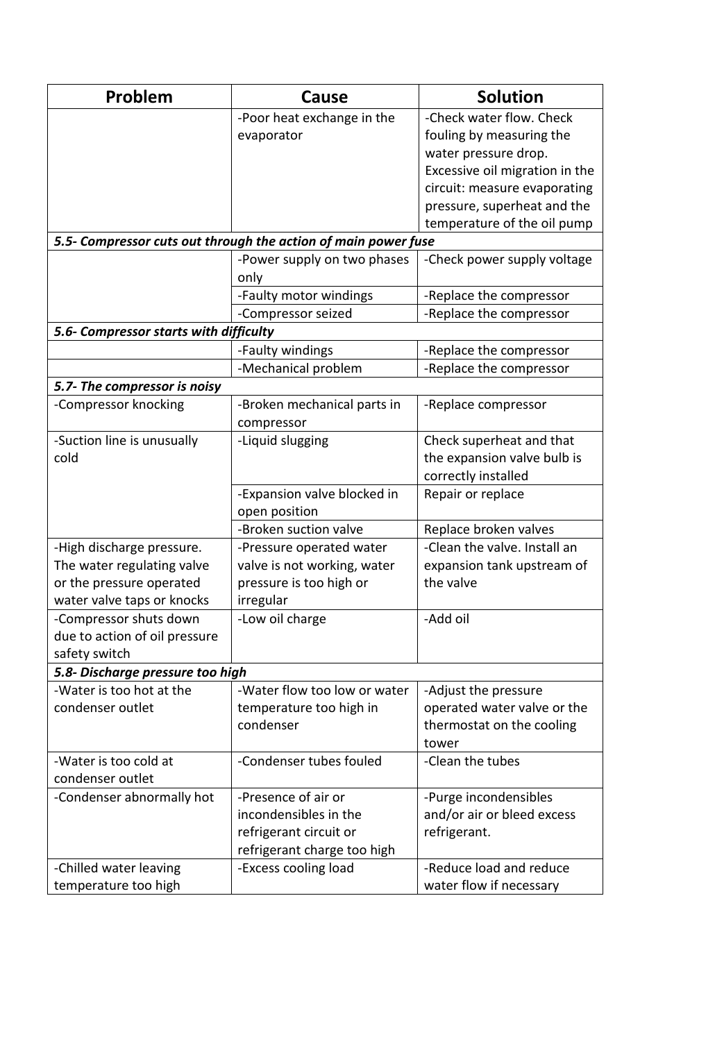| Problem | Cause | Solution |
|---|---|---|
| | -Poor heat exchange in the evaporator | -Check water flow. Check fouling by measuring the water pressure drop. Excessive oil migration in the circuit: measure evaporating pressure, superheat and the temperature of the oil pump |
| ***5.5- Compressor cuts out through the action of main power fuse*** | | |
| | -Power supply on two phases only | -Check power supply voltage |
| | -Faulty motor windings | -Replace the compressor |
| | -Compressor seized | -Replace the compressor |
| ***5.6- Compressor starts with difficulty*** | | |
| | -Faulty windings | -Replace the compressor |
| | -Mechanical problem | -Replace the compressor |
| ***5.7- The compressor is noisy*** | | |
| -Compressor knocking | -Broken mechanical parts in compressor | -Replace compressor |
| -Suction line is unusually cold | -Liquid slugging | Check superheat and that the expansion valve bulb is correctly installed |
| | -Expansion valve blocked in open position | Repair or replace |
| | -Broken suction valve | Replace broken valves |
| -High discharge pressure. The water regulating valve or the pressure operated water valve taps or knocks | -Pressure operated water valve is not working, water pressure is too high or irregular | -Clean the valve. Install an expansion tank upstream of the valve |
| -Compressor shuts down due to action of oil pressure safety switch | -Low oil charge | -Add oil |
| ***5.8- Discharge pressure too high*** | | |
| -Water is too hot at the condenser outlet | -Water flow too low or water temperature too high in condenser | -Adjust the pressure operated water valve or the thermostat on the cooling tower |
| -Water is too cold at condenser outlet | -Condenser tubes fouled | -Clean the tubes |
| -Condenser abnormally hot | -Presence of air or incondensibles in the refrigerant circuit or refrigerant charge too high | -Purge incondensibles and/or air or bleed excess refrigerant. |
| -Chilled water leaving temperature too high | -Excess cooling load | -Reduce load and reduce water flow if necessary |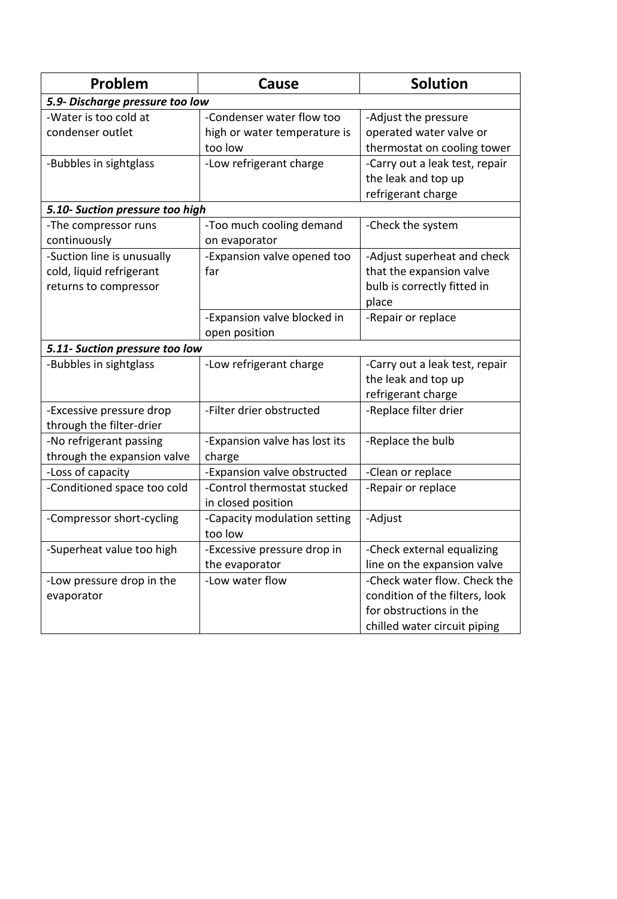| Problem | Cause | Solution |
| --- | --- | --- |
| ***5.9- Discharge pressure too low*** | | |
| -Water is too cold at condenser outlet | -Condenser water flow too high or water temperature is too low | -Adjust the pressure operated water valve or thermostat on cooling tower |
| -Bubbles in sightglass | -Low refrigerant charge | -Carry out a leak test, repair the leak and top up refrigerant charge |
| ***5.10- Suction pressure too high*** | | |
| -The compressor runs continuously | -Too much cooling demand on evaporator | -Check the system |
| -Suction line is unusually cold, liquid refrigerant returns to compressor | -Expansion valve opened too far | -Adjust superheat and check that the expansion valve bulb is correctly fitted in place |
| | -Expansion valve blocked in open position | -Repair or replace |
| ***5.11- Suction pressure too low*** | | |
| -Bubbles in sightglass | -Low refrigerant charge | -Carry out a leak test, repair the leak and top up refrigerant charge |
| -Excessive pressure drop through the filter-drier | -Filter drier obstructed | -Replace filter drier |
| -No refrigerant passing through the expansion valve | -Expansion valve has lost its charge | -Replace the bulb |
| -Loss of capacity | -Expansion valve obstructed | -Clean or replace |
| -Conditioned space too cold | -Control thermostat stucked in closed position | -Repair or replace |
| -Compressor short-cycling | -Capacity modulation setting too low | -Adjust |
| -Superheat value too high | -Excessive pressure drop in the evaporator | -Check external equalizing line on the expansion valve |
| -Low pressure drop in the evaporator | -Low water flow | -Check water flow. Check the condition of the filters, look for obstructions in the chilled water circuit piping |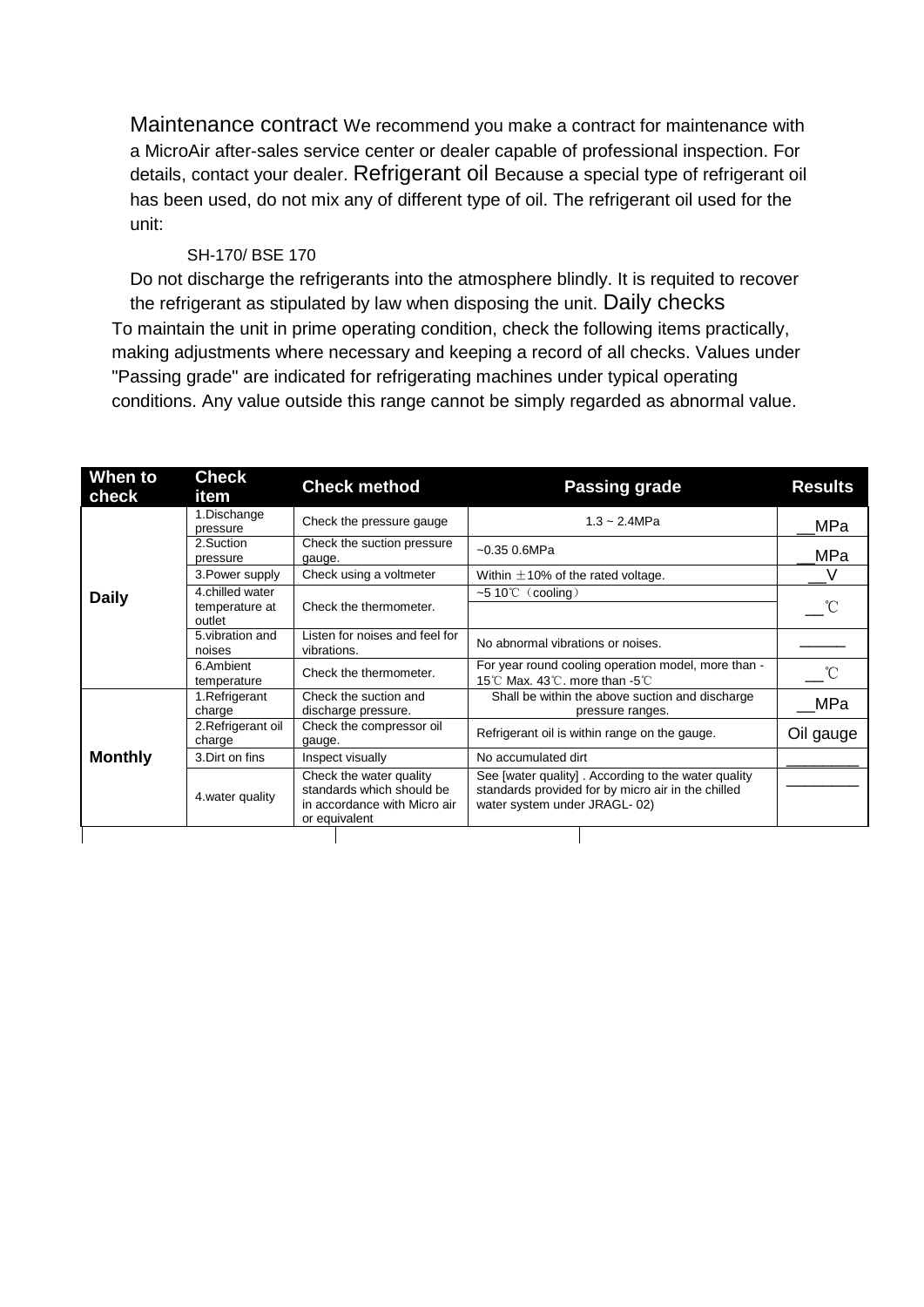Maintenance contract We recommend you make a contract for maintenance with a MicroAir after-sales service center or dealer capable of professional inspection. For details, contact your dealer. Refrigerant oil Because a special type of refrigerant oil has been used, do not mix any of different type of oil. The refrigerant oil used for the unit:

SH-170/ BSE 170

Do not discharge the refrigerants into the atmosphere blindly. It is requited to recover the refrigerant as stipulated by law when disposing the unit. Daily checks

To maintain the unit in prime operating condition, check the following items practically, making adjustments where necessary and keeping a record of all checks. Values under "Passing grade" are indicated for refrigerating machines under typical operating conditions. Any value outside this range cannot be simply regarded as abnormal value.

| When to check | Check item | Check method | Passing grade | Results |
|---|---|---|---|---|
| Daily | 1.Dischange pressure | Check the pressure gauge | 1.3 ~ 2.4MPa | __MPa |
| | 2.Suction pressure | Check the suction pressure gauge. | ~0.35 0.6MPa | __MPa |
| | 3.Power supply | Check using a voltmeter | Within ±10% of the rated voltage. | __V |
| | 4.chilled water temperature at outlet | Check the thermometer. | ~5 10℃（cooling） | __℃ |
| | 5.vibration and noises | Listen for noises and feel for vibrations. | No abnormal vibrations or noises. | ______ |
| | 6.Ambient temperature | Check the thermometer. | For year round cooling operation model, more than -15℃ Max. 43℃. more than -5℃ | __℃ |
| Monthly | 1.Refrigerant charge | Check the suction and discharge pressure. | Shall be within the above suction and discharge pressure ranges. | __MPa |
| | 2.Refrigerant oil charge | Check the compressor oil gauge. | Refrigerant oil is within range on the gauge. | Oil gauge |
| | 3.Dirt on fins | Inspect visually | No accumulated dirt | ________ |
| | 4.water quality | Check the water quality standards which should be in accordance with Micro air or equivalent | See [water quality] . According to the water quality standards provided for by micro air in the chilled water system under JRAGL- 02) | ________ |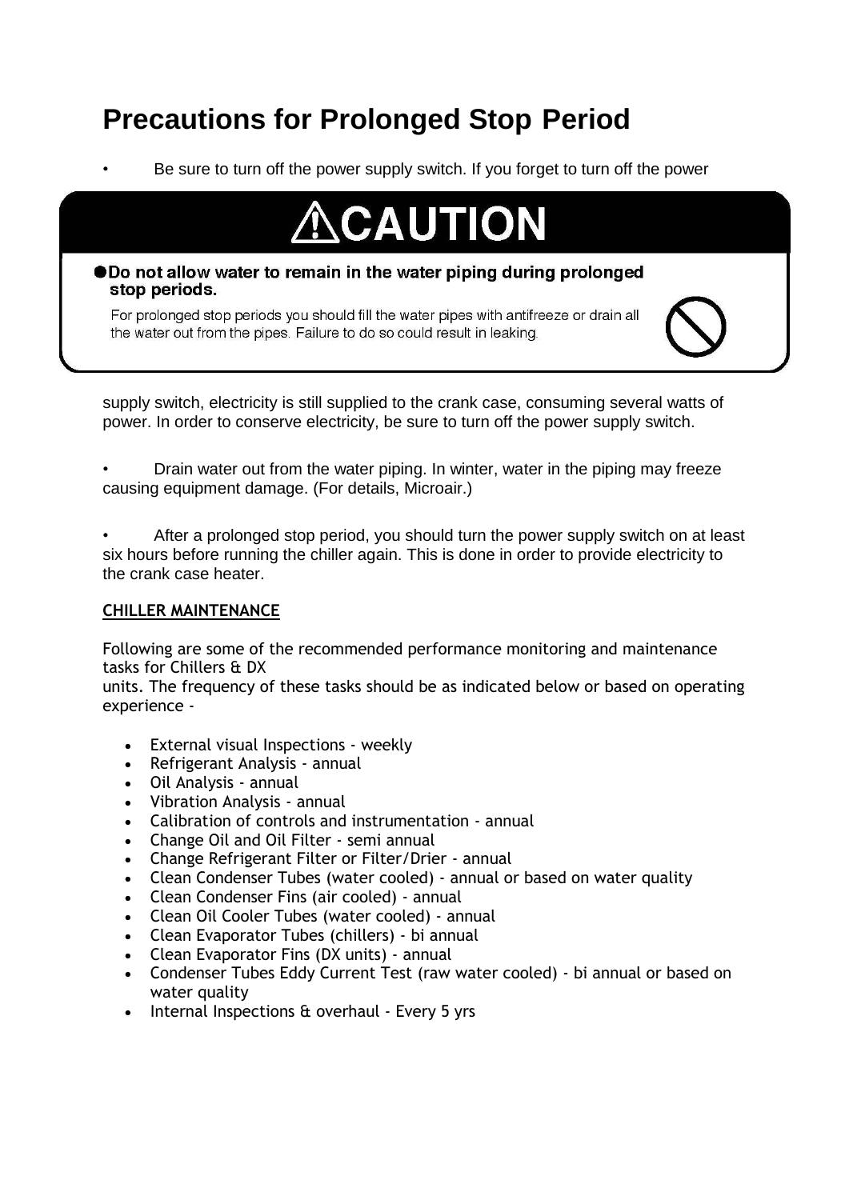# Precautions for Prolonged Stop Period

- Be sure to turn off the power supply switch. If you forget to turn off the power

**⚠CAUTION**

**● Do not allow water to remain in the water piping during prolonged stop periods.**

For prolonged stop periods you should fill the water pipes with antifreeze or drain all the water out from the pipes. Failure to do so could result in leaking.

supply switch, electricity is still supplied to the crank case, consuming several watts of power. In order to conserve electricity, be sure to turn off the power supply switch.

- Drain water out from the water piping. In winter, water in the piping may freeze causing equipment damage. (For details, Microair.)

- After a prolonged stop period, you should turn the power supply switch on at least six hours before running the chiller again. This is done in order to provide electricity to the crank case heater.

**CHILLER MAINTENANCE**

Following are some of the recommended performance monitoring and maintenance tasks for Chillers & DX
units. The frequency of these tasks should be as indicated below or based on operating experience -

- External visual Inspections - weekly
- Refrigerant Analysis - annual
- Oil Analysis - annual
- Vibration Analysis - annual
- Calibration of controls and instrumentation - annual
- Change Oil and Oil Filter - semi annual
- Change Refrigerant Filter or Filter/Drier - annual
- Clean Condenser Tubes (water cooled) - annual or based on water quality
- Clean Condenser Fins (air cooled) - annual
- Clean Oil Cooler Tubes (water cooled) - annual
- Clean Evaporator Tubes (chillers) - bi annual
- Clean Evaporator Fins (DX units) - annual
- Condenser Tubes Eddy Current Test (raw water cooled) - bi annual or based on water quality
- Internal Inspections & overhaul - Every 5 yrs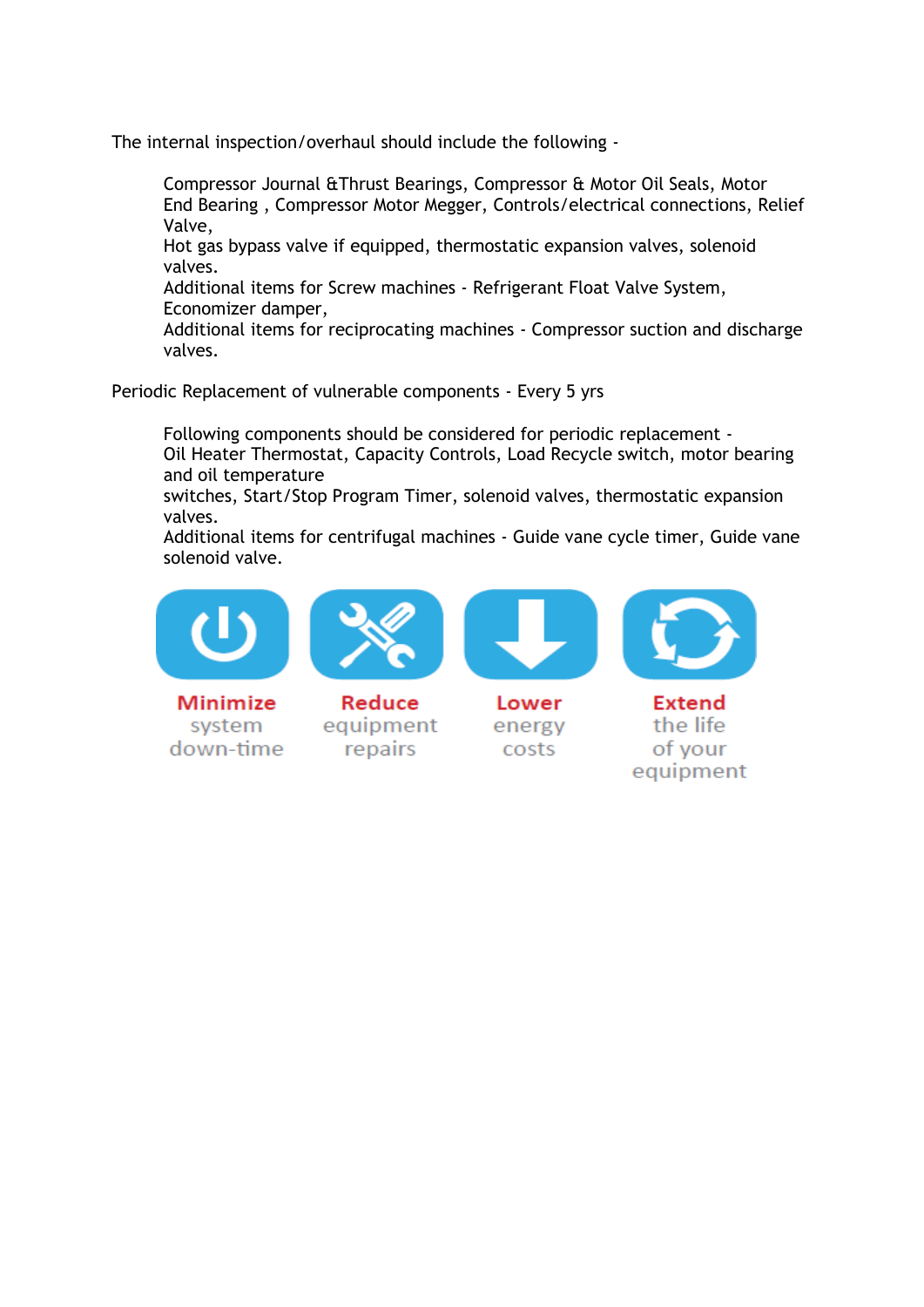The internal inspection/overhaul should include the following -

Compressor Journal &Thrust Bearings, Compressor & Motor Oil Seals, Motor End Bearing , Compressor Motor Megger, Controls/electrical connections, Relief Valve,
Hot gas bypass valve if equipped, thermostatic expansion valves, solenoid valves.
Additional items for Screw machines - Refrigerant Float Valve System, Economizer damper,
Additional items for reciprocating machines - Compressor suction and discharge valves.

Periodic Replacement of vulnerable components - Every 5 yrs

Following components should be considered for periodic replacement -
Oil Heater Thermostat, Capacity Controls, Load Recycle switch, motor bearing and oil temperature
switches, Start/Stop Program Timer, solenoid valves, thermostatic expansion valves.
Additional items for centrifugal machines - Guide vane cycle timer, Guide vane solenoid valve.

**Minimize** system down-time

**Reduce** equipment repairs

**Lower** energy costs

**Extend** the life of your equipment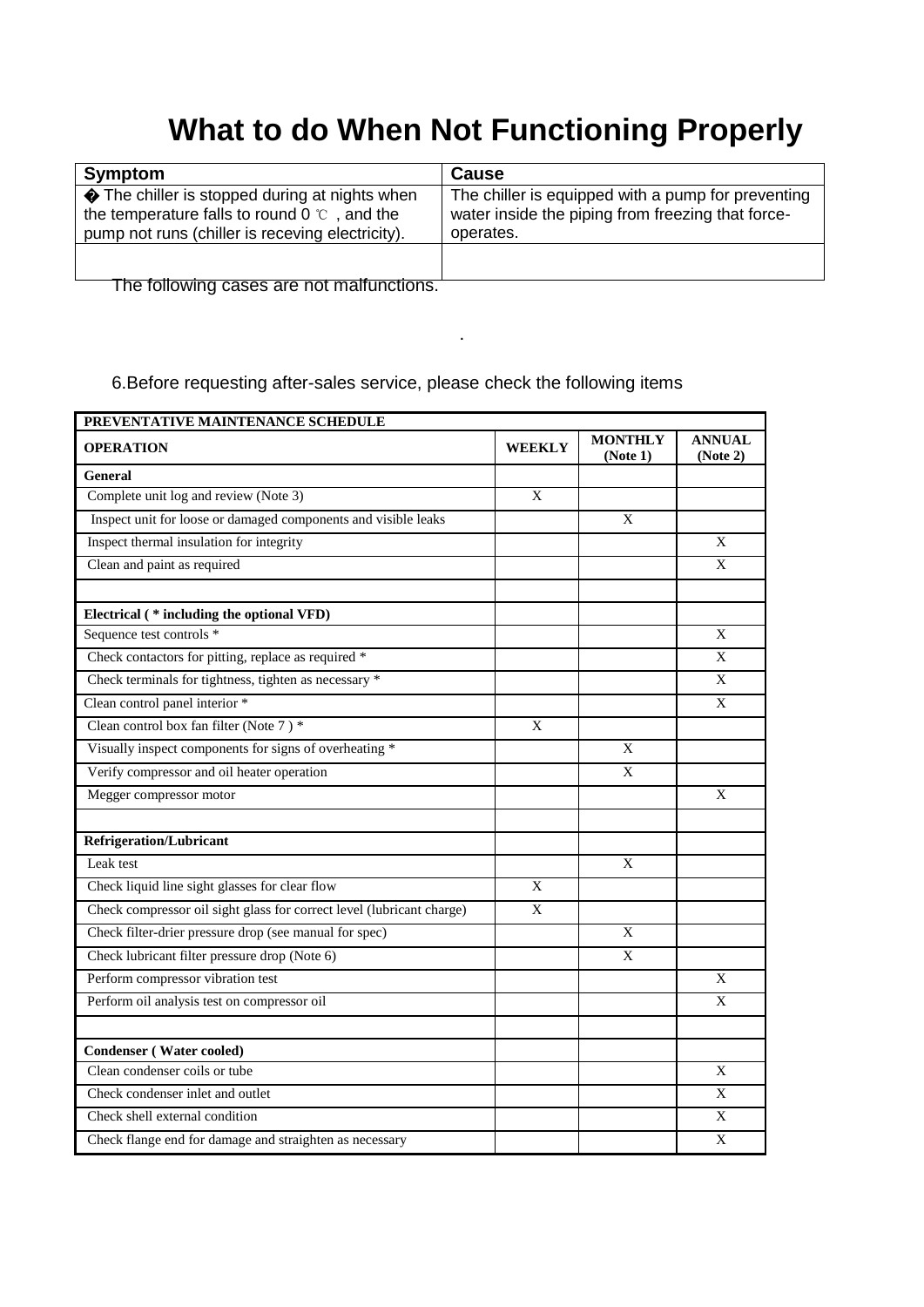# What to do When Not Functioning Properly

| Symptom | Cause |
|---|---|
| � The chiller is stopped during at nights when the temperature falls to round 0 ℃ , and the pump not runs (chiller is receving electricity). | The chiller is equipped with a pump for preventing water inside the piping from freezing that force-operates. |
| | |

The following cases are not malfunctions.

.

6.Before requesting after-sales service, please check the following items

| PREVENTATIVE MAINTENANCE SCHEDULE | | | |
|---|---|---|---|
| **OPERATION** | **WEEKLY** | **MONTHLY (Note 1)** | **ANNUAL (Note 2)** |
| **General** | | | |
| Complete unit log and review (Note 3) | X | | |
| Inspect unit for loose or damaged components and visible leaks | | X | |
| Inspect thermal insulation for integrity | | | X |
| Clean and paint as required | | | X |
| | | | |
| **Electrical ( * including the optional VFD)** | | | |
| Sequence test controls * | | | X |
| Check contactors for pitting, replace as required * | | | X |
| Check terminals for tightness, tighten as necessary * | | | X |
| Clean control panel interior * | | | X |
| Clean control box fan filter (Note 7 ) * | X | | |
| Visually inspect components for signs of overheating * | | X | |
| Verify compressor and oil heater operation | | X | |
| Megger compressor motor | | | X |
| | | | |
| **Refrigeration/Lubricant** | | | |
| Leak test | | X | |
| Check liquid line sight glasses for clear flow | X | | |
| Check compressor oil sight glass for correct level (lubricant charge) | X | | |
| Check filter-drier pressure drop (see manual for spec) | | X | |
| Check lubricant filter pressure drop (Note 6) | | X | |
| Perform compressor vibration test | | | X |
| Perform oil analysis test on compressor oil | | | X |
| | | | |
| **Condenser ( Water cooled)** | | | |
| Clean condenser coils or tube | | | X |
| Check condenser inlet and outlet | | | X |
| Check shell external condition | | | X |
| Check flange end for damage and straighten as necessary | | | X |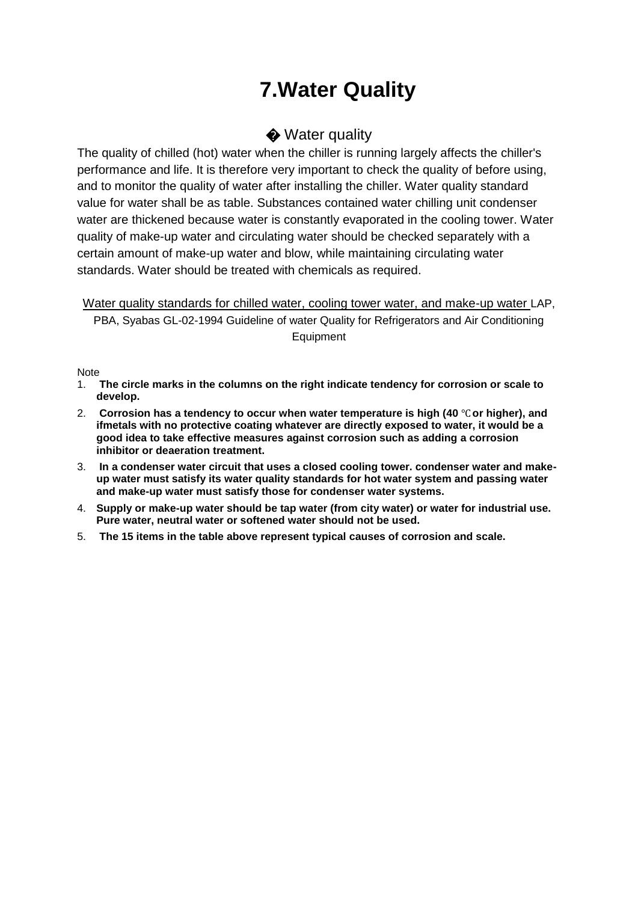# 7.Water Quality

## � Water quality

The quality of chilled (hot) water when the chiller is running largely affects the chiller's performance and life. It is therefore very important to check the quality of before using, and to monitor the quality of water after installing the chiller. Water quality standard value for water shall be as table. Substances contained water chilling unit condenser water are thickened because water is constantly evaporated in the cooling tower. Water quality of make-up water and circulating water should be checked separately with a certain amount of make-up water and blow, while maintaining circulating water standards. Water should be treated with chemicals as required.

Water quality standards for chilled water, cooling tower water, and make-up water LAP, PBA, Syabas GL-02-1994 Guideline of water Quality for Refrigerators and Air Conditioning Equipment

Note

1. **The circle marks in the columns on the right indicate tendency for corrosion or scale to develop.**
2. **Corrosion has a tendency to occur when water temperature is high (40 ℃or higher), and ifmetals with no protective coating whatever are directly exposed to water, it would be a good idea to take effective measures against corrosion such as adding a corrosion inhibitor or deaeration treatment.**
3. **In a condenser water circuit that uses a closed cooling tower. condenser water and make-up water must satisfy its water quality standards for hot water system and passing water and make-up water must satisfy those for condenser water systems.**
4. **Supply or make-up water should be tap water (from city water) or water for industrial use. Pure water, neutral water or softened water should not be used.**
5. **The 15 items in the table above represent typical causes of corrosion and scale.**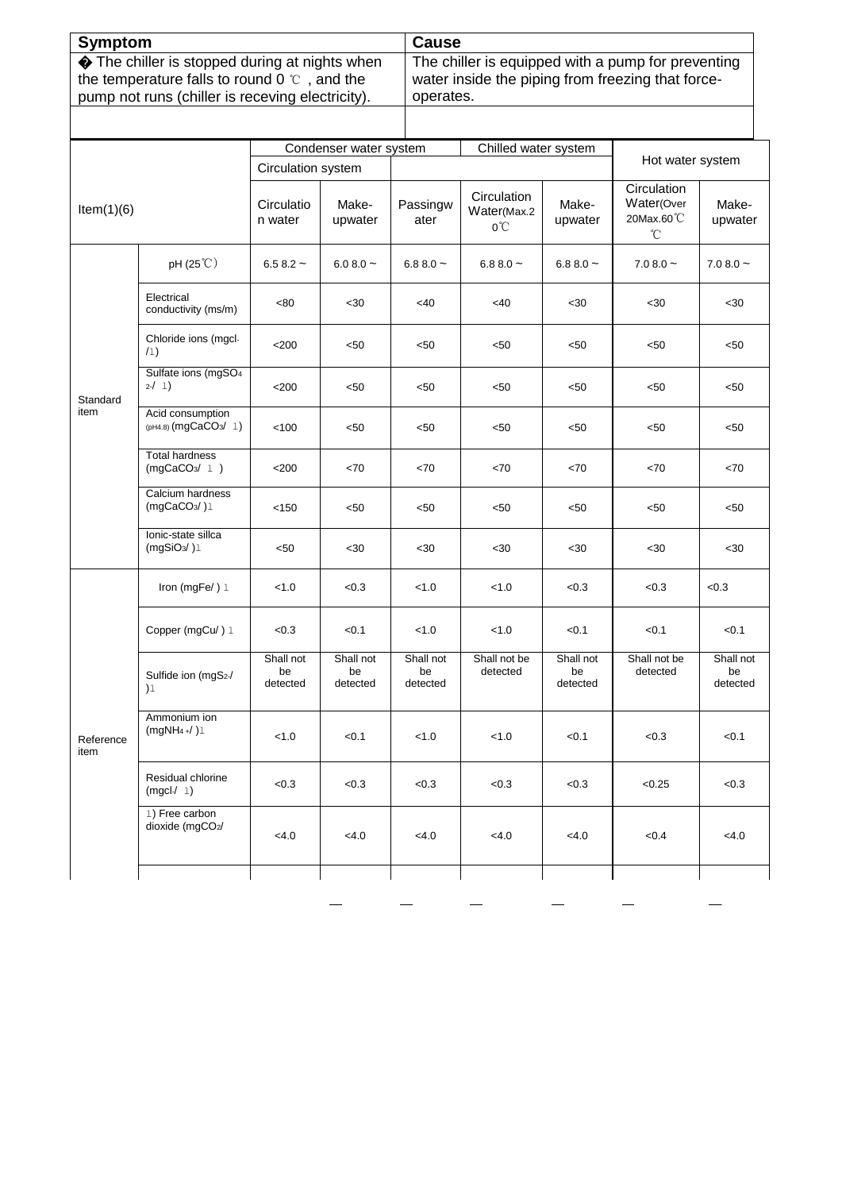| Symptom | Cause |
|---|---|
| � The chiller is stopped during at nights when the temperature falls to round 0 ℃ , and the pump not runs (chiller is receving electricity). | The chiller is equipped with a pump for preventing water inside the piping from freezing that force-operates. |
| | |

| Item(1)(6) | | Condenser water system | | | Chilled water system | | Hot water system | |
|---|---|---|---|---|---|---|---|---|
| | | Circulation system | | | | | | |
| | | Circulation water | Make-upwater | Passingwater | Circulation Water(Max.20℃ | Make-upwater | Circulation Water(Over 20Max.60℃ ℃ | Make-upwater |
| Standard item | pH (25℃) | 6.5 8.2 ~ | 6.0 8.0 ~ | 6.8 8.0 ~ | 6.8 8.0 ~ | 6.8 8.0 ~ | 7.0 8.0 ~ | 7.0 8.0 ~ |
| | Electrical conductivity (ms/m) | <80 | <30 | <40 | <40 | <30 | <30 | <30 |
| | Chloride ions (mgcl-/1) | <200 | <50 | <50 | <50 | <50 | <50 | <50 |
| | Sulfate ions (mg$SO_4^{2-}$/ 1) | <200 | <50 | <50 | <50 | <50 | <50 | <50 |
| | Acid consumption (pH4.8) (mg$CaCO_3$/ 1) | <100 | <50 | <50 | <50 | <50 | <50 | <50 |
| | Total hardness (mg$CaCO_3$/ 1 ) | <200 | <70 | <70 | <70 | <70 | <70 | <70 |
| | Calcium hardness (mg$CaCO_3$/ )1 | <150 | <50 | <50 | <50 | <50 | <50 | <50 |
| | Ionic-state sillca (mg$SiO_3$/ )1 | <50 | <30 | <30 | <30 | <30 | <30 | <30 |
| Reference item | Iron (mgFe/ ) 1 | <1.0 | <0.3 | <1.0 | <1.0 | <0.3 | <0.3 | <0.3 |
| | Copper (mgCu/ ) 1 | <0.3 | <0.1 | <1.0 | <1.0 | <0.1 | <0.1 | <0.1 |
| | Sulfide ion (mg$S^{2-}$/ )1 | Shall not be detected | Shall not be detected | Shall not be detected | Shall not be detected | Shall not be detected | Shall not be detected | Shall not be detected |
| | Ammonium ion (mg$NH_4^+$/ )1 | <1.0 | <0.1 | <1.0 | <1.0 | <0.1 | <0.3 | <0.1 |
| | Residual chlorine (mgcl-/ 1) | <0.3 | <0.3 | <0.3 | <0.3 | <0.3 | <0.25 | <0.3 |
| | 1) Free carbon dioxide (mg$CO_2$/ | <4.0 | <4.0 | <4.0 | <4.0 | <4.0 | <0.4 | <4.0 |
| | | | | | | | | |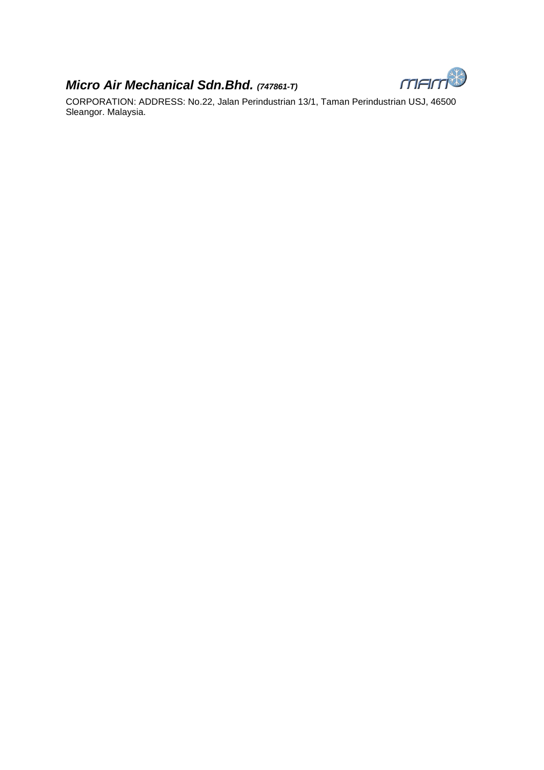***Micro Air Mechanical Sdn.Bhd.*** ***(747861-T)***

CORPORATION: ADDRESS: No.22, Jalan Perindustrian 13/1, Taman Perindustrian USJ, 46500 Sleangor. Malaysia.